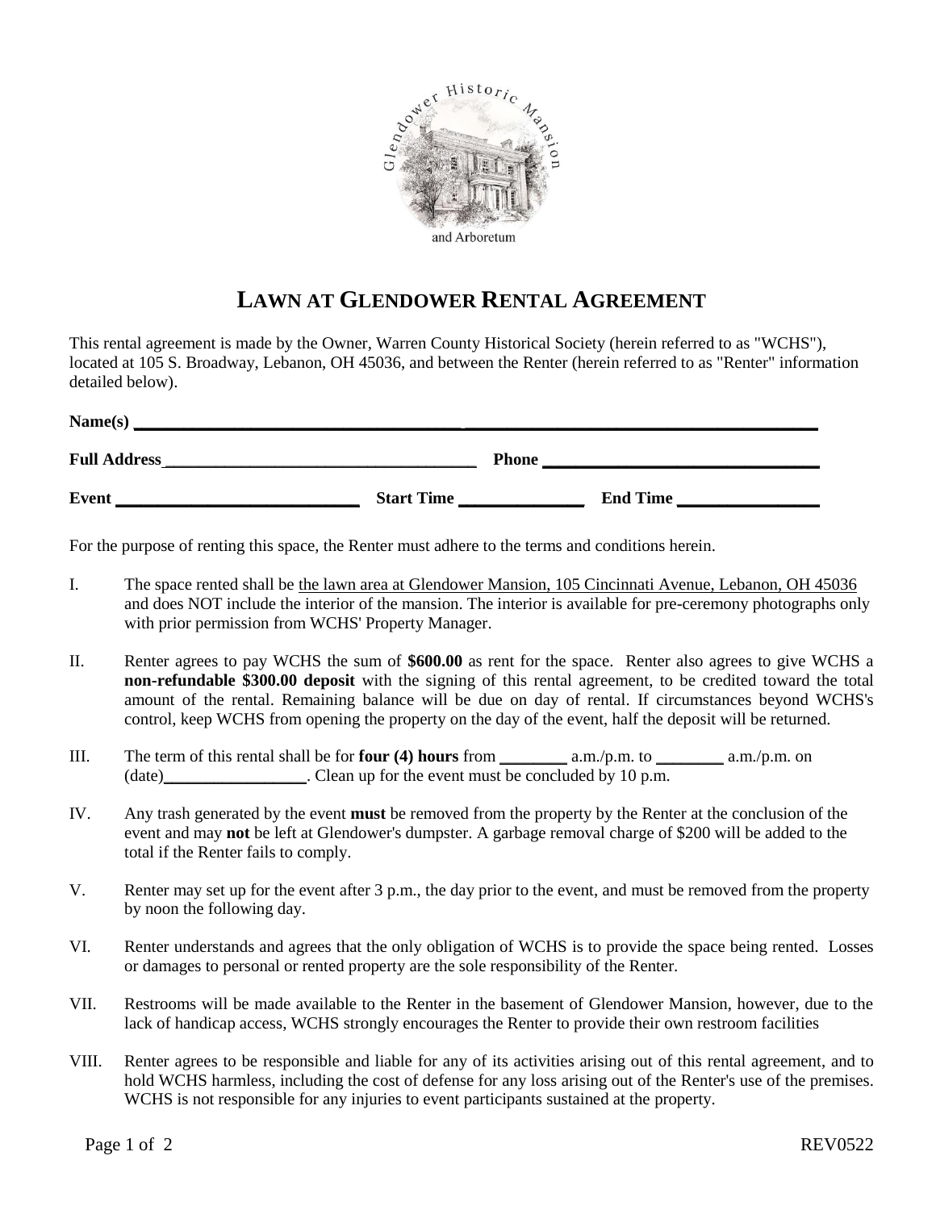# LAWN AT GLENDOWER RENTAL AGREEMENT

This rental agreement is made by the Owner, Warren County Historical Society (herein referred to as "WCHS"), located at 105 S. Broadway, Lebanon, OH 45036, and between the Renter (herein referred to as "Renter" information detailed below).

**Name(s)** ______________________________________________________________________________

**Full Address**_____________________________________ **Phone** _______________________________

**Event** ___________________________ **Start Time** ______________ **End Time** ________________

For the purpose of renting this space, the Renter must adhere to the terms and conditions herein.

I. The space rented shall be the lawn area at Glendower Mansion, 105 Cincinnati Avenue, Lebanon, OH 45036 and does NOT include the interior of the mansion. The interior is available for pre-ceremony photographs only with prior permission from WCHS' Property Manager.

II. Renter agrees to pay WCHS the sum of **$600.00** as rent for the space. Renter also agrees to give WCHS a **non-refundable $300.00 deposit** with the signing of this rental agreement, to be credited toward the total amount of the rental. Remaining balance will be due on day of rental. If circumstances beyond WCHS's control, keep WCHS from opening the property on the day of the event, half the deposit will be returned.

III. The term of this rental shall be for **four (4) hours** from ________ a.m./p.m. to ________ a.m./p.m. on (date)_________________. Clean up for the event must be concluded by 10 p.m.

IV. Any trash generated by the event **must** be removed from the property by the Renter at the conclusion of the event and may **not** be left at Glendower's dumpster. A garbage removal charge of $200 will be added to the total if the Renter fails to comply.

V. Renter may set up for the event after 3 p.m., the day prior to the event, and must be removed from the property by noon the following day.

VI. Renter understands and agrees that the only obligation of WCHS is to provide the space being rented. Losses or damages to personal or rented property are the sole responsibility of the Renter.

VII. Restrooms will be made available to the Renter in the basement of Glendower Mansion, however, due to the lack of handicap access, WCHS strongly encourages the Renter to provide their own restroom facilities

VIII. Renter agrees to be responsible and liable for any of its activities arising out of this rental agreement, and to hold WCHS harmless, including the cost of defense for any loss arising out of the Renter's use of the premises. WCHS is not responsible for any injuries to event participants sustained at the property.

REV0522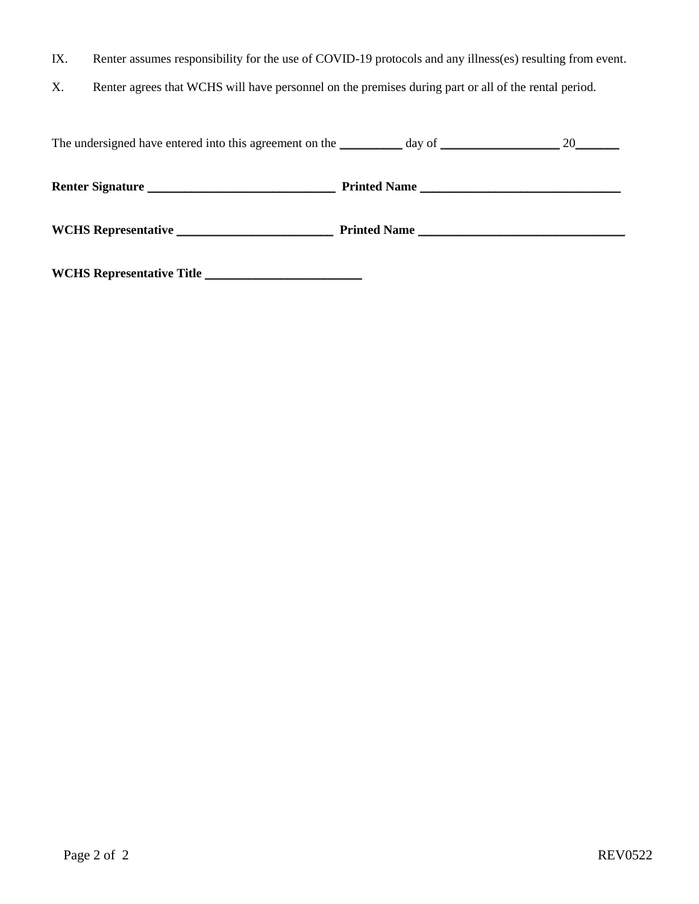IX. Renter assumes responsibility for the use of COVID-19 protocols and any illness(es) resulting from event.

X. Renter agrees that WCHS will have personnel on the premises during part or all of the rental period.

The undersigned have entered into this agreement on the __________ day of ___________________ 20_______

**Renter Signature ______________________________ Printed Name ________________________________**

**WCHS Representative _________________________ Printed Name _________________________________**

**WCHS Representative Title _________________________**

REV0522